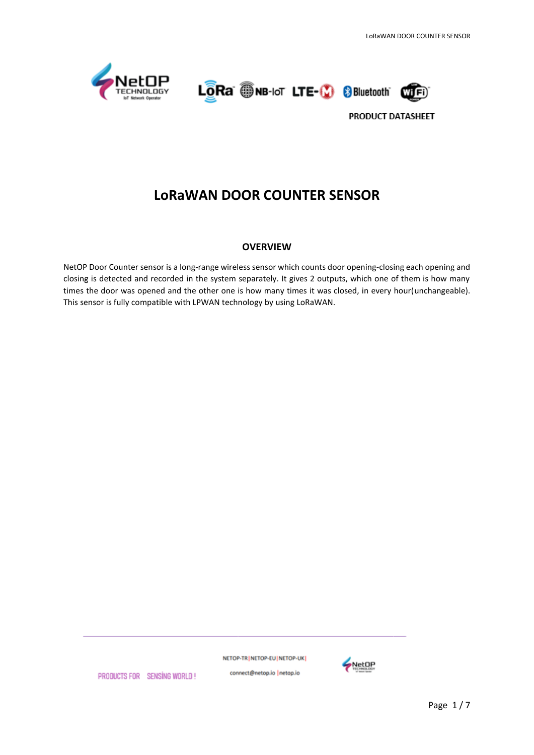PRODUCT DATASHEET

# LoRaWAN DOOR COUNTER SENSOR

## OVERVIEW

NetOP Door Counter sensor is a long-range wireless sensor which counts door opening-closing each opening and closing is detected and recorded in the system separately. It gives 2 outputs, which one of them is how many times the door was opened and the other one is how many times it was closed, in every hour(unchangeable). This sensor is fully compatible with LPWAN technology by using LoRaWAN.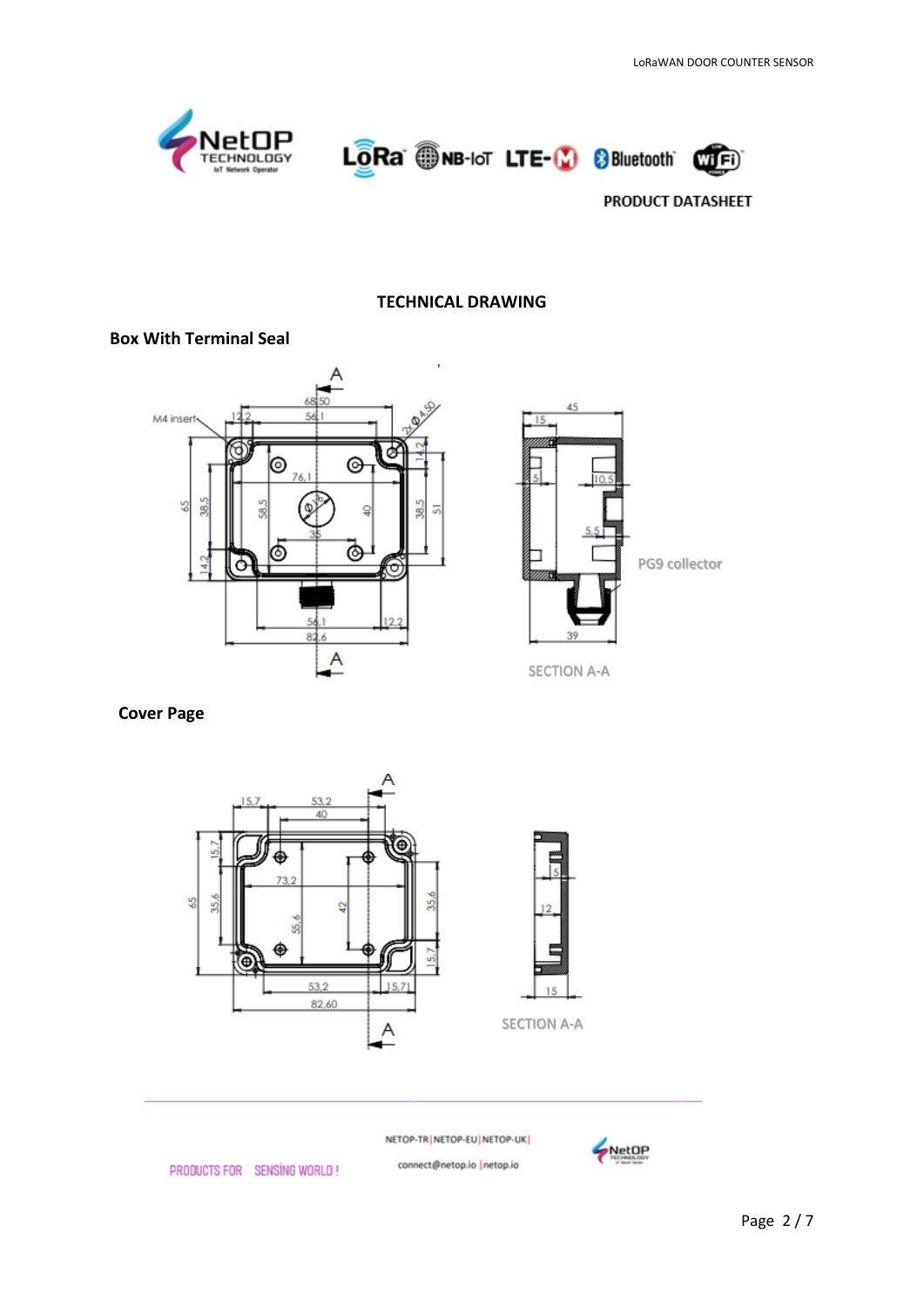# TECHNICAL DRAWING

## Box With Terminal Seal

## Cover Page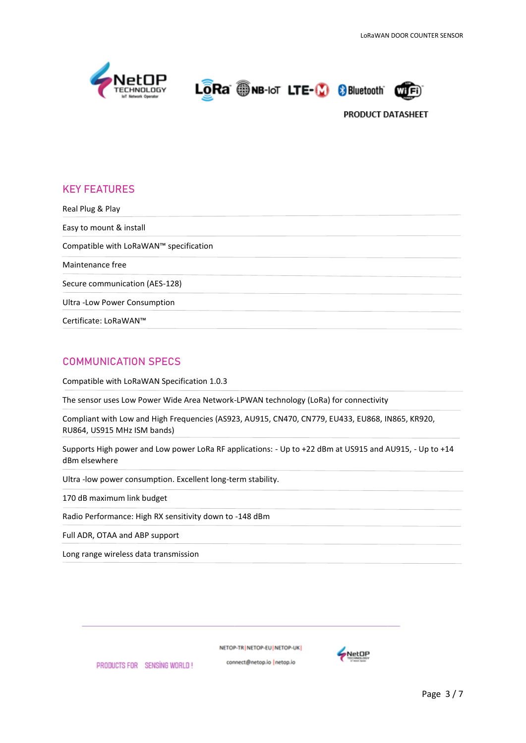## KEY FEATURES

Real Plug & Play

Easy to mount & install

Compatible with LoRaWAN™ specification

Maintenance free

Secure communication (AES-128)

Ultra -Low Power Consumption

Certificate: LoRaWAN™

## COMMUNICATION SPECS

Compatible with LoRaWAN Specification 1.0.3

The sensor uses Low Power Wide Area Network-LPWAN technology (LoRa) for connectivity

Compliant with Low and High Frequencies (AS923, AU915, CN470, CN779, EU433, EU868, IN865, KR920, RU864, US915 MHz ISM bands)

Supports High power and Low power LoRa RF applications: - Up to +22 dBm at US915 and AU915, - Up to +14 dBm elsewhere

Ultra -low power consumption. Excellent long-term stability.

170 dB maximum link budget

Radio Performance: High RX sensitivity down to -148 dBm

Full ADR, OTAA and ABP support

Long range wireless data transmission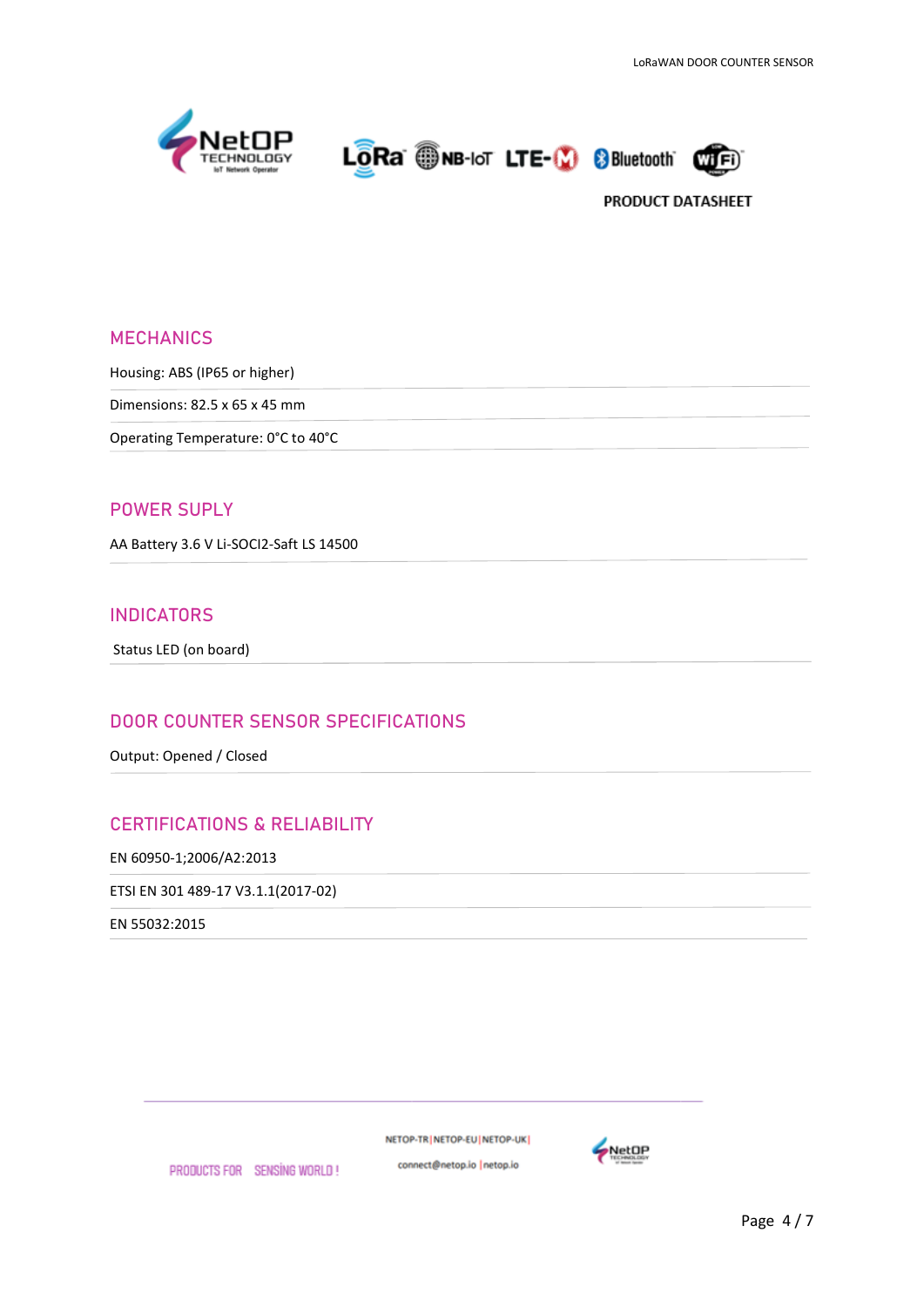## MECHANICS

Housing: ABS (IP65 or higher)

Dimensions: 82.5 x 65 x 45 mm

Operating Temperature: 0°C to 40°C

## POWER SUPLY

AA Battery 3.6 V Li-SOCI2-Saft LS 14500

## INDICATORS

Status LED (on board)

## DOOR COUNTER SENSOR SPECIFICATIONS

Output: Opened / Closed

## CERTIFICATIONS & RELIABILITY

EN 60950-1;2006/A2:2013

ETSI EN 301 489-17 V3.1.1(2017-02)

EN 55032:2015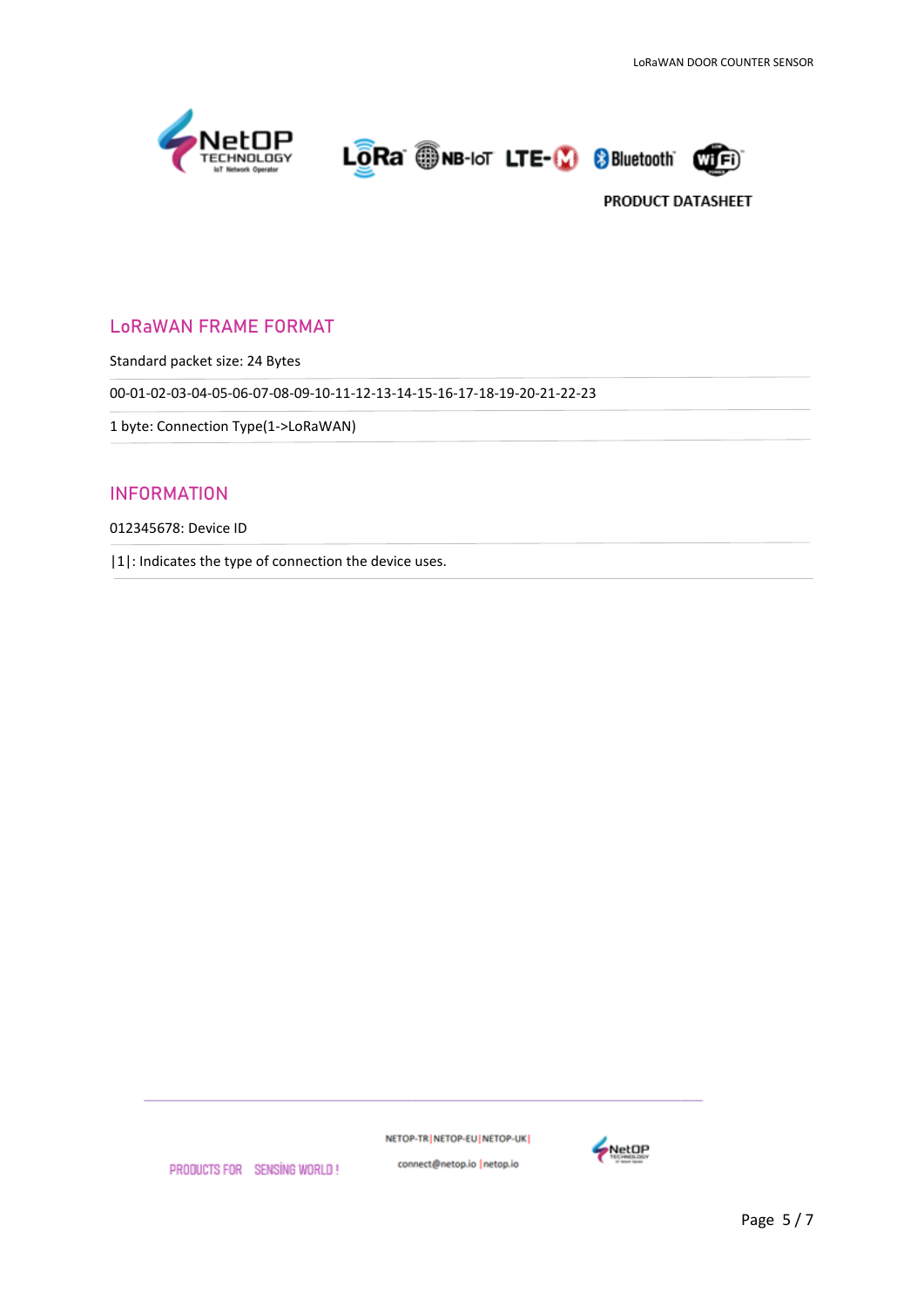## LoRaWAN FRAME FORMAT

Standard packet size: 24 Bytes

00-01-02-03-04-05-06-07-08-09-10-11-12-13-14-15-16-17-18-19-20-21-22-23

1 byte: Connection Type(1->LoRaWAN)

## INFORMATION

012345678: Device ID

|1|: Indicates the type of connection the device uses.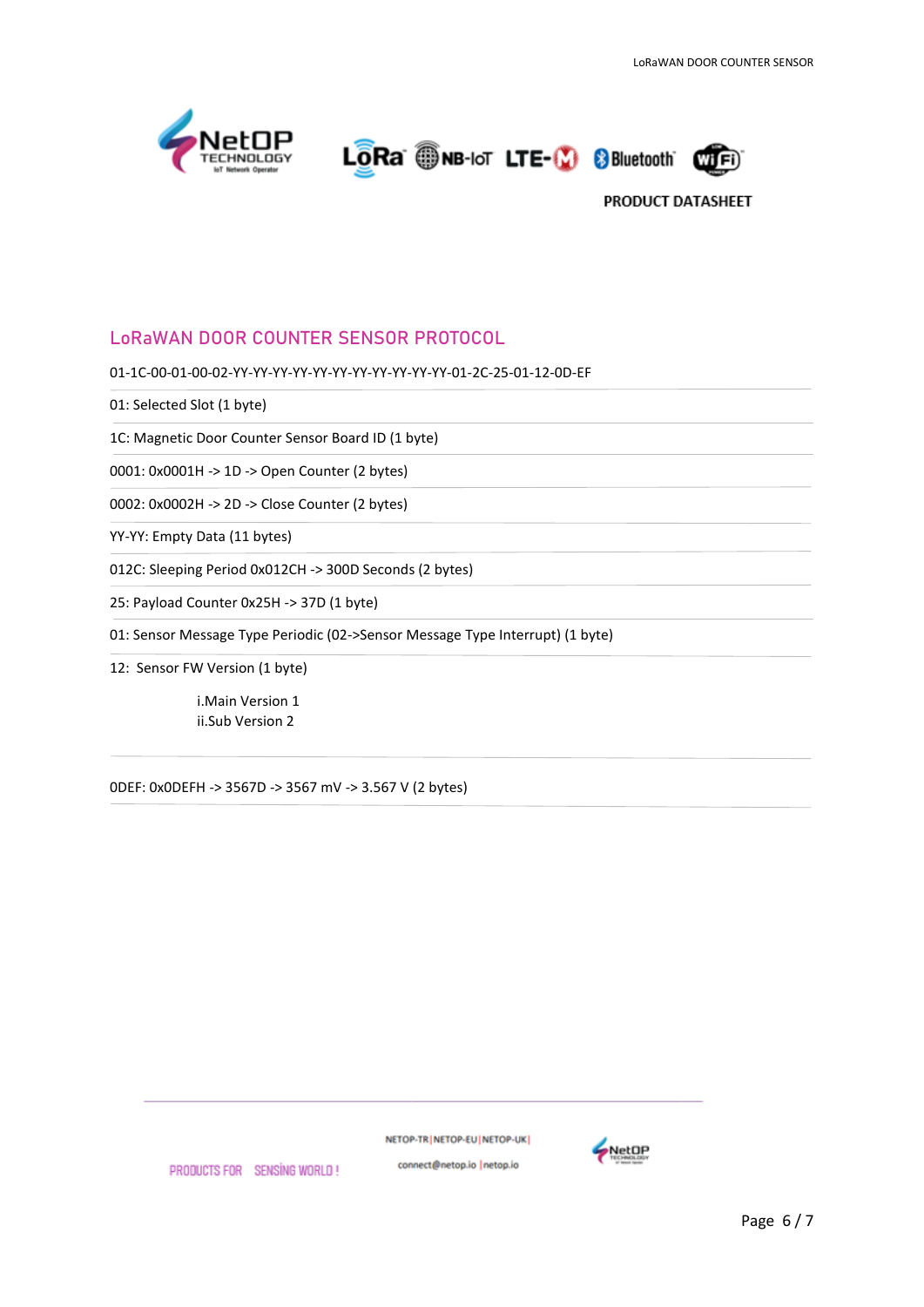**PRODUCT DATASHEET**

## LoRaWAN DOOR COUNTER SENSOR PROTOCOL

01-1C-00-01-00-02-YY-YY-YY-YY-YY-YY-YY-YY-YY-YY-YY-01-2C-25-01-12-0D-EF

01: Selected Slot (1 byte)

1C: Magnetic Door Counter Sensor Board ID (1 byte)

0001: 0x0001H -> 1D -> Open Counter (2 bytes)

0002: 0x0002H -> 2D -> Close Counter (2 bytes)

YY-YY: Empty Data (11 bytes)

012C: Sleeping Period 0x012CH -> 300D Seconds (2 bytes)

25: Payload Counter 0x25H -> 37D (1 byte)

01: Sensor Message Type Periodic (02->Sensor Message Type Interrupt) (1 byte)

12: Sensor FW Version (1 byte)

i.Main Version 1
ii.Sub Version 2

0DEF: 0x0DEFH -> 3567D -> 3567 mV -> 3.567 V (2 bytes)

PRODUCTS FOR SENSING WORLD !

NETOP-TR | NETOP-EU | NETOP-UK |
connect@netop.io | netop.io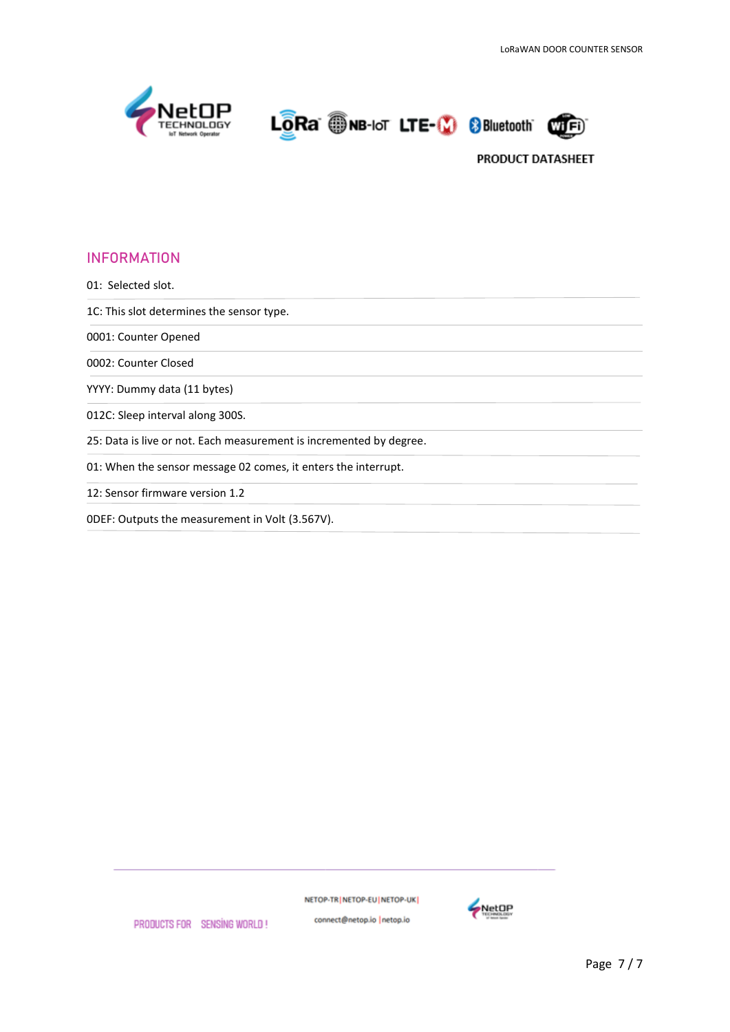## INFORMATION

01: Selected slot.

1C: This slot determines the sensor type.

0001: Counter Opened

0002: Counter Closed

YYYY: Dummy data (11 bytes)

012C: Sleep interval along 300S.

25: Data is live or not. Each measurement is incremented by degree.

01: When the sensor message 02 comes, it enters the interrupt.

12: Sensor firmware version 1.2

0DEF: Outputs the measurement in Volt (3.567V).